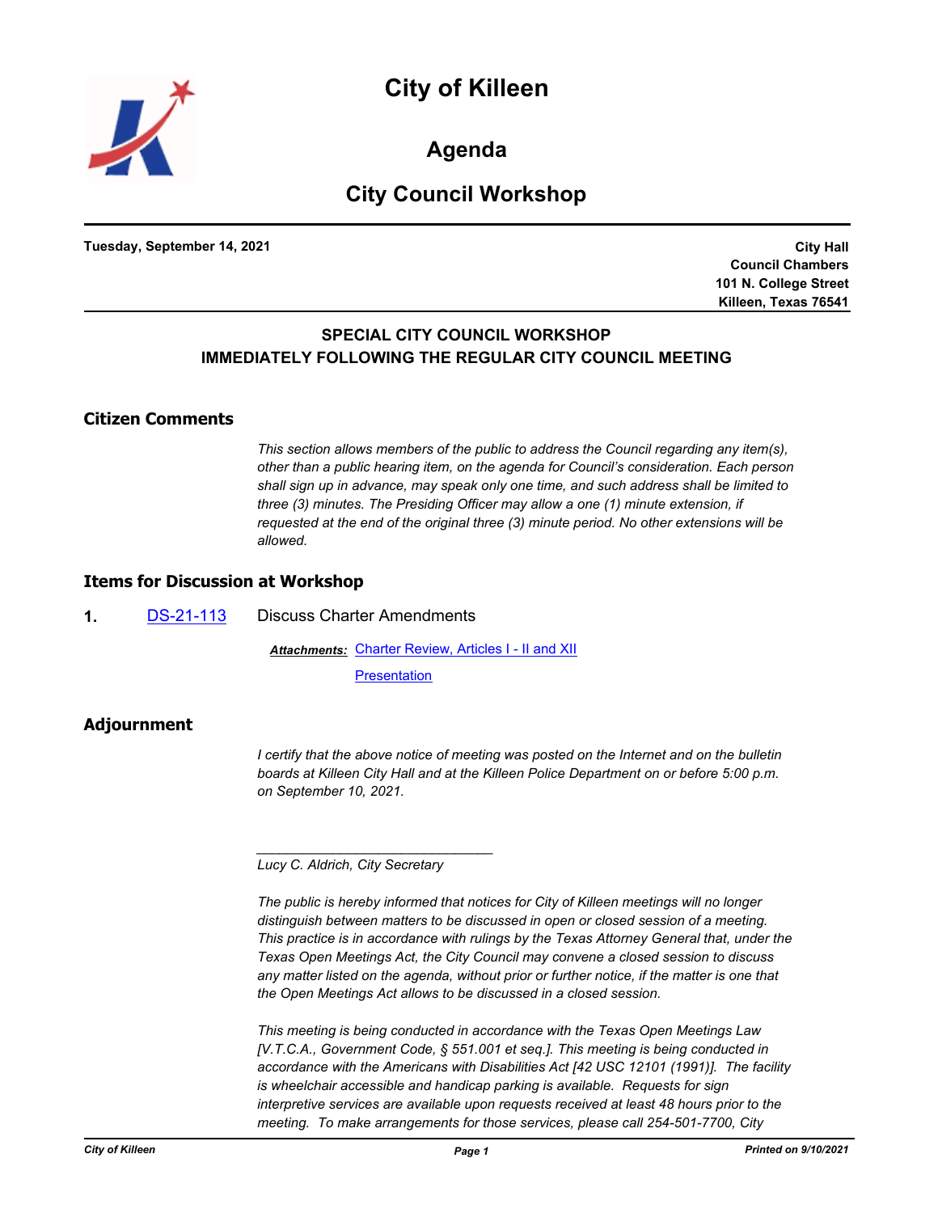# City of Killeen

## Agenda

## City Council Workshop

**Tuesday, September 14, 2021**

**City Hall**
**Council Chambers**
**101 N. College Street**
**Killeen, Texas 76541**

**SPECIAL CITY COUNCIL WORKSHOP**
**IMMEDIATELY FOLLOWING THE REGULAR CITY COUNCIL MEETING**

### Citizen Comments

*This section allows members of the public to address the Council regarding any item(s), other than a public hearing item, on the agenda for Council's consideration. Each person shall sign up in advance, may speak only one time, and such address shall be limited to three (3) minutes. The Presiding Officer may allow a one (1) minute extension, if requested at the end of the original three (3) minute period. No other extensions will be allowed.*

### Items for Discussion at Workshop

**1.** DS-21-113 Discuss Charter Amendments

***Attachments:*** Charter Review, Articles I - II and XII

Presentation

### Adjournment

*I certify that the above notice of meeting was posted on the Internet and on the bulletin boards at Killeen City Hall and at the Killeen Police Department on or before 5:00 p.m. on September 10, 2021.*

\_\_\_\_\_\_\_\_\_\_\_\_\_\_\_\_\_\_\_\_\_\_\_\_\_\_\_\_\_\_\_

*Lucy C. Aldrich, City Secretary*

*The public is hereby informed that notices for City of Killeen meetings will no longer distinguish between matters to be discussed in open or closed session of a meeting. This practice is in accordance with rulings by the Texas Attorney General that, under the Texas Open Meetings Act, the City Council may convene a closed session to discuss any matter listed on the agenda, without prior or further notice, if the matter is one that the Open Meetings Act allows to be discussed in a closed session.*

*This meeting is being conducted in accordance with the Texas Open Meetings Law [V.T.C.A., Government Code, § 551.001 et seq.]. This meeting is being conducted in accordance with the Americans with Disabilities Act [42 USC 12101 (1991)]. The facility is wheelchair accessible and handicap parking is available. Requests for sign interpretive services are available upon requests received at least 48 hours prior to the meeting. To make arrangements for those services, please call 254-501-7700, City*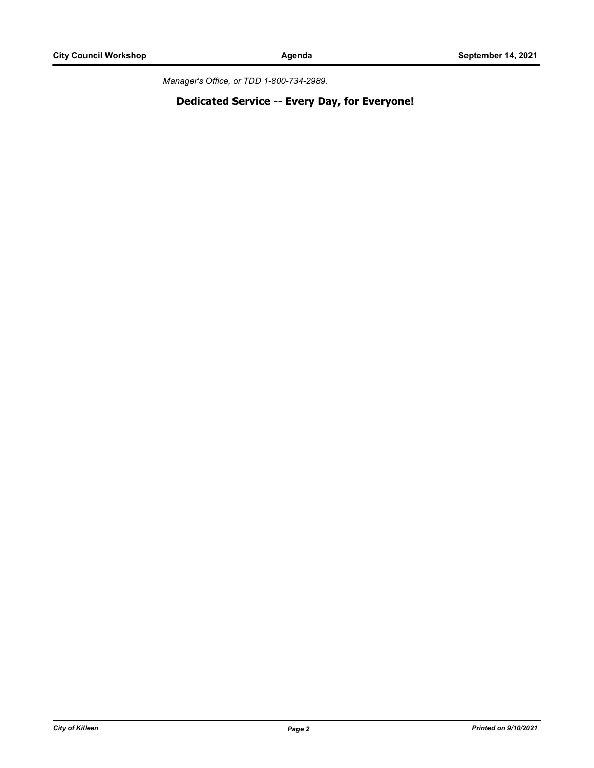*Manager's Office, or TDD 1-800-734-2989.*

**Dedicated Service -- Every Day, for Everyone!**